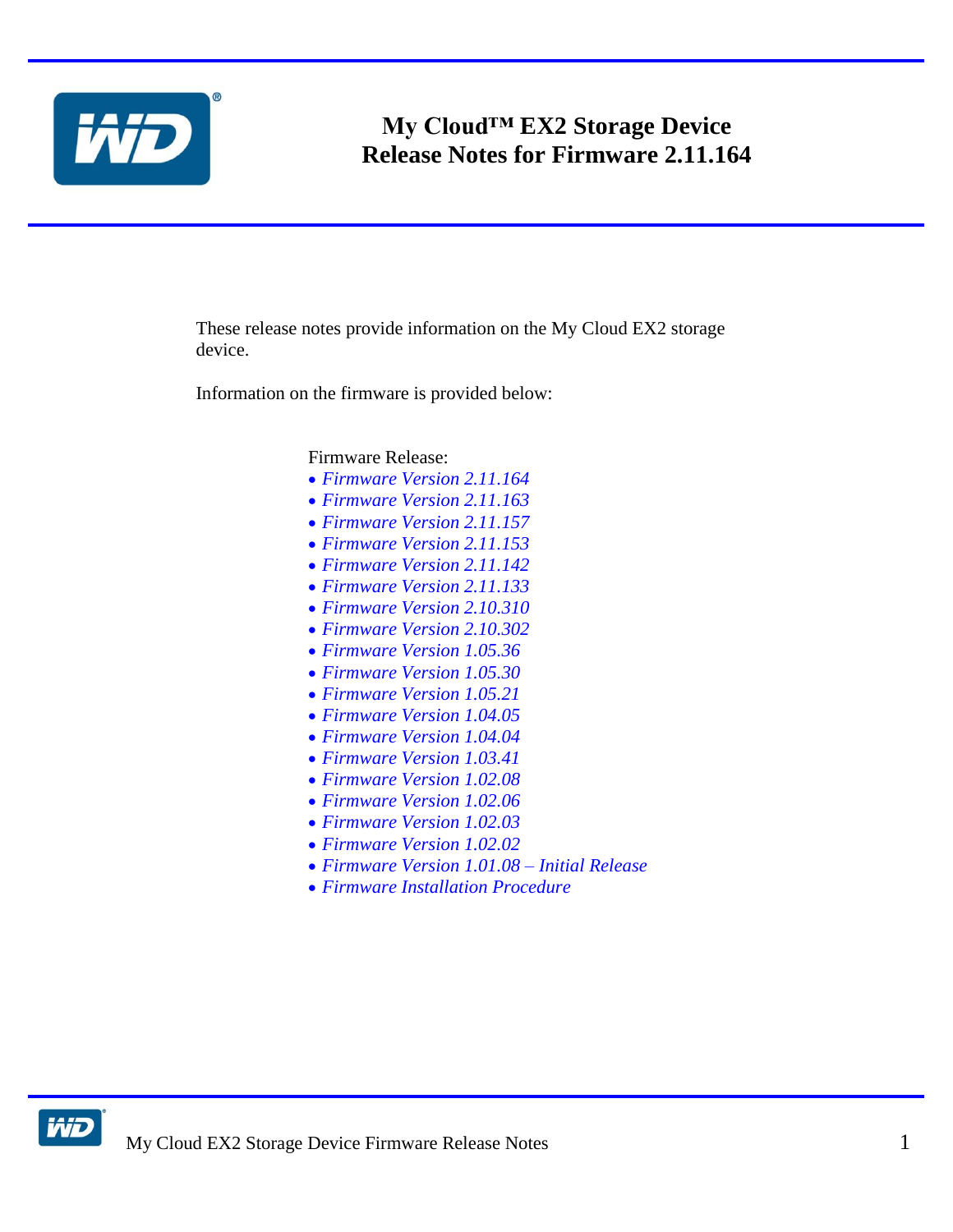# My Cloud™ EX2 Storage Device
# Release Notes for Firmware 2.11.164

These release notes provide information on the My Cloud EX2 storage device.

Information on the firmware is provided below:

Firmware Release:

- *Firmware Version 2.11.164*
- *Firmware Version 2.11.163*
- *Firmware Version 2.11.157*
- *Firmware Version 2.11.153*
- *Firmware Version 2.11.142*
- *Firmware Version 2.11.133*
- *Firmware Version 2.10.310*
- *Firmware Version 2.10.302*
- *Firmware Version 1.05.36*
- *Firmware Version 1.05.30*
- *Firmware Version 1.05.21*
- *Firmware Version 1.04.05*
- *Firmware Version 1.04.04*
- *Firmware Version 1.03.41*
- *Firmware Version 1.02.08*
- *Firmware Version 1.02.06*
- *Firmware Version 1.02.03*
- *Firmware Version 1.02.02*
- *Firmware Version 1.01.08 – Initial Release*
- *Firmware Installation Procedure*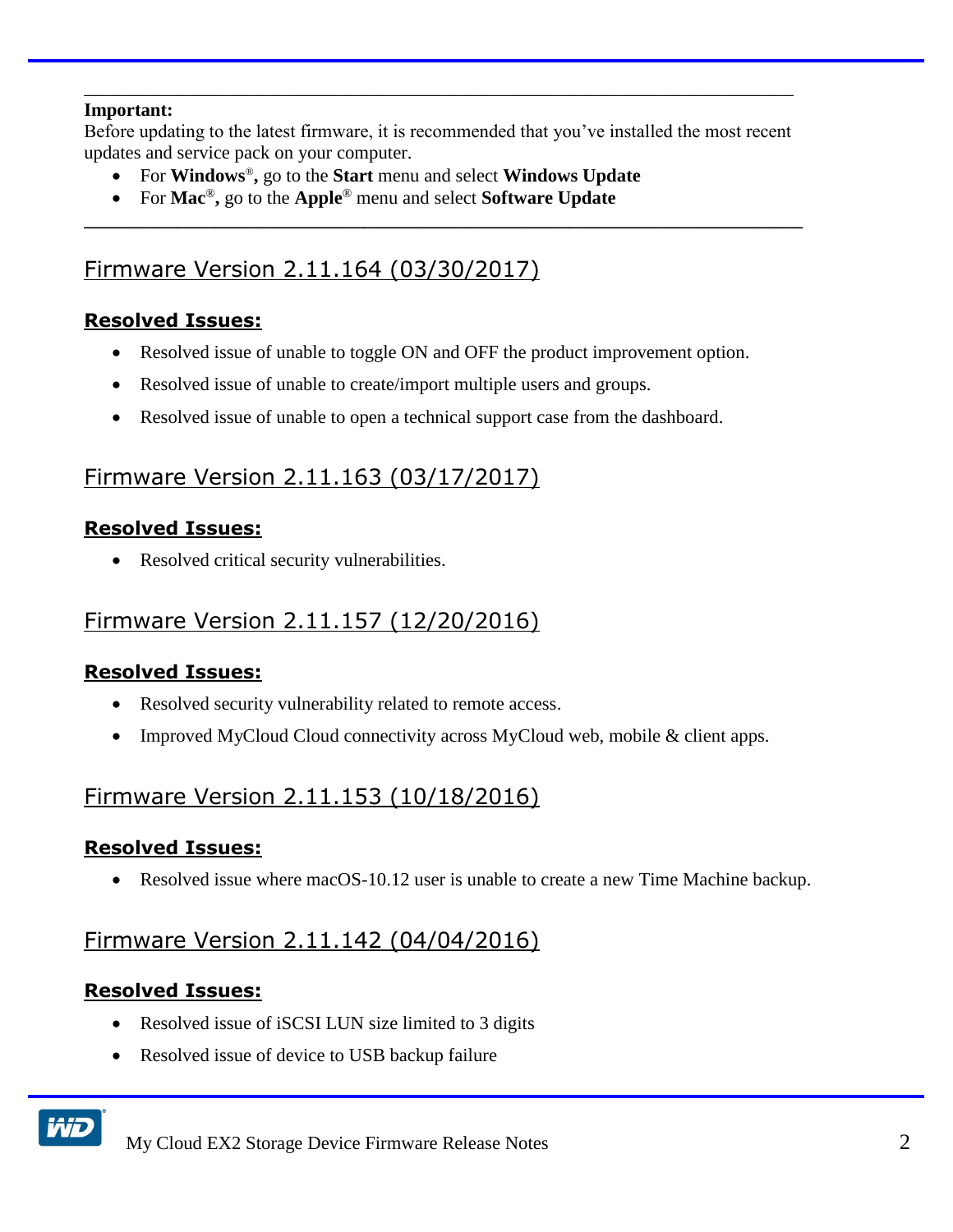**Important:**
Before updating to the latest firmware, it is recommended that you've installed the most recent updates and service pack on your computer.

- For **Windows®,** go to the **Start** menu and select **Windows Update**
- For **Mac®,** go to the **Apple®** menu and select **Software Update**

---

## Firmware Version 2.11.164 (03/30/2017)

### Resolved Issues:

- Resolved issue of unable to toggle ON and OFF the product improvement option.
- Resolved issue of unable to create/import multiple users and groups.
- Resolved issue of unable to open a technical support case from the dashboard.

## Firmware Version 2.11.163 (03/17/2017)

### Resolved Issues:

- Resolved critical security vulnerabilities.

## Firmware Version 2.11.157 (12/20/2016)

### Resolved Issues:

- Resolved security vulnerability related to remote access.
- Improved MyCloud Cloud connectivity across MyCloud web, mobile & client apps.

## Firmware Version 2.11.153 (10/18/2016)

### Resolved Issues:

- Resolved issue where macOS-10.12 user is unable to create a new Time Machine backup.

## Firmware Version 2.11.142 (04/04/2016)

### Resolved Issues:

- Resolved issue of iSCSI LUN size limited to 3 digits
- Resolved issue of device to USB backup failure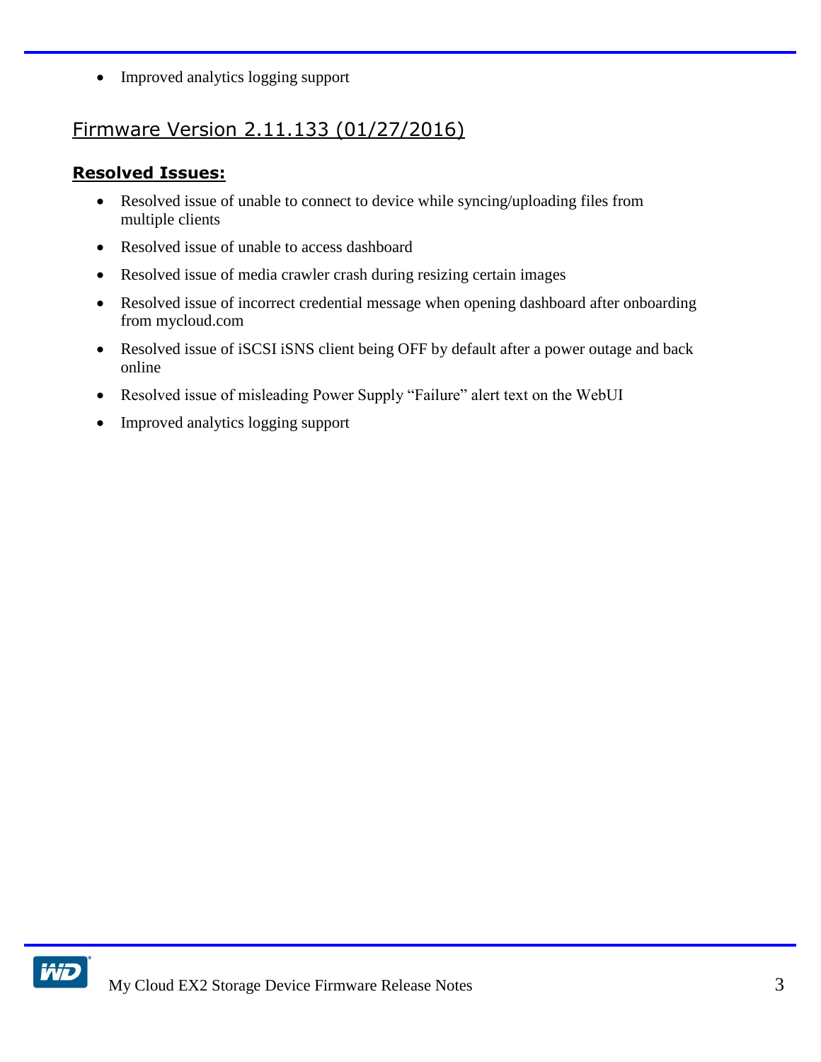- Improved analytics logging support

## Firmware Version 2.11.133 (01/27/2016)

### **Resolved Issues:**

- Resolved issue of unable to connect to device while syncing/uploading files from multiple clients
- Resolved issue of unable to access dashboard
- Resolved issue of media crawler crash during resizing certain images
- Resolved issue of incorrect credential message when opening dashboard after onboarding from mycloud.com
- Resolved issue of iSCSI iSNS client being OFF by default after a power outage and back online
- Resolved issue of misleading Power Supply “Failure” alert text on the WebUI
- Improved analytics logging support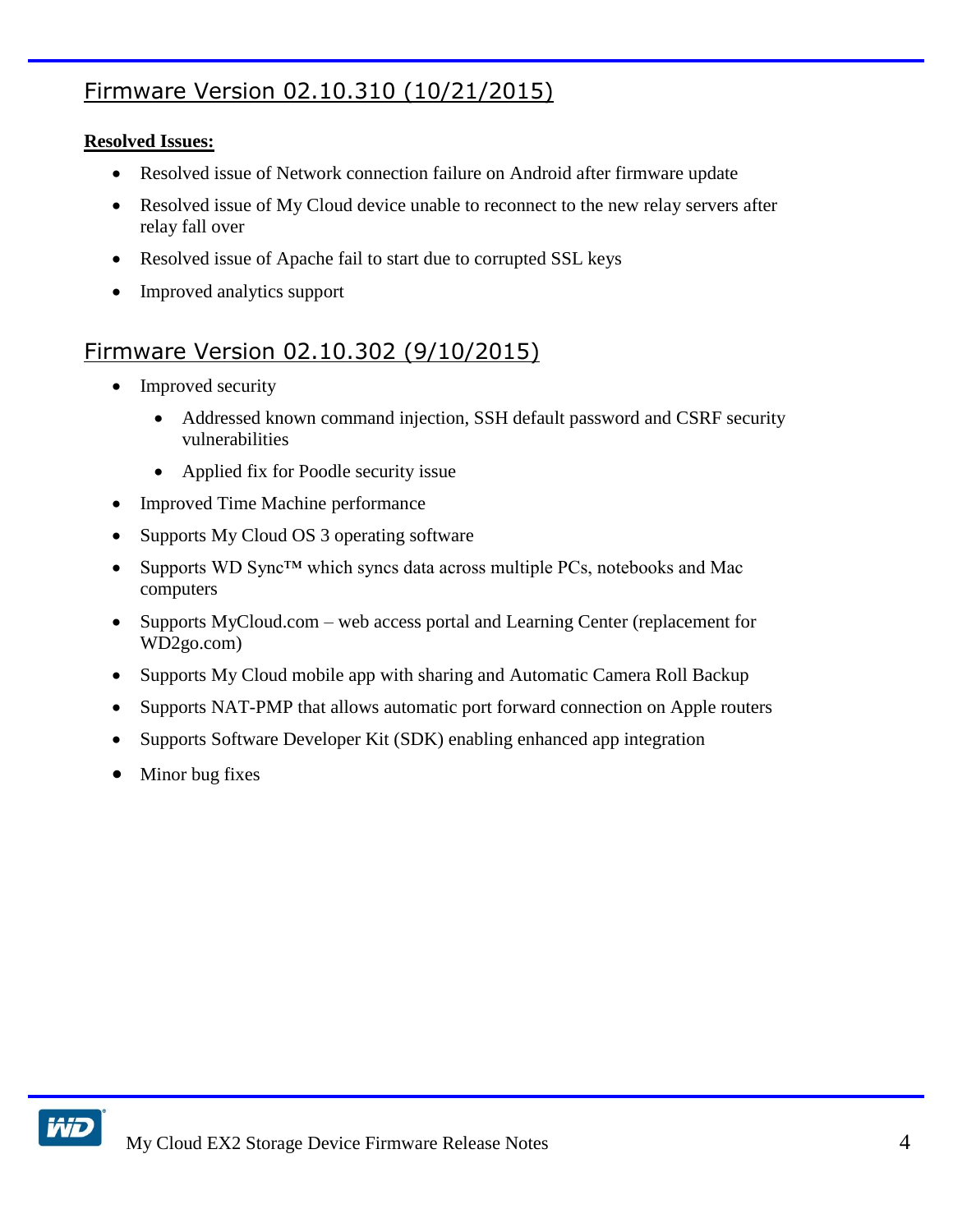## Firmware Version 02.10.310 (10/21/2015)

**Resolved Issues:**

- Resolved issue of Network connection failure on Android after firmware update
- Resolved issue of My Cloud device unable to reconnect to the new relay servers after relay fall over
- Resolved issue of Apache fail to start due to corrupted SSL keys
- Improved analytics support

## Firmware Version 02.10.302 (9/10/2015)

- Improved security
  - Addressed known command injection, SSH default password and CSRF security vulnerabilities
  - Applied fix for Poodle security issue
- Improved Time Machine performance
- Supports My Cloud OS 3 operating software
- Supports WD Sync™ which syncs data across multiple PCs, notebooks and Mac computers
- Supports MyCloud.com – web access portal and Learning Center (replacement for WD2go.com)
- Supports My Cloud mobile app with sharing and Automatic Camera Roll Backup
- Supports NAT-PMP that allows automatic port forward connection on Apple routers
- Supports Software Developer Kit (SDK) enabling enhanced app integration
- Minor bug fixes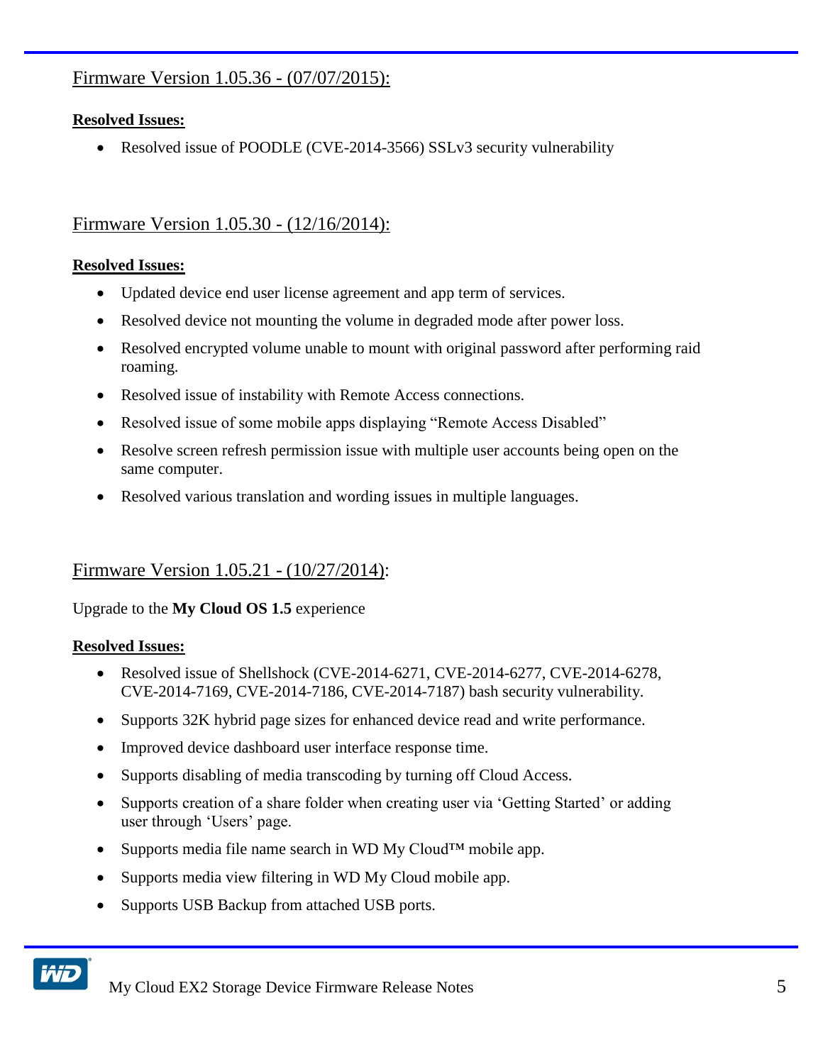## Firmware Version 1.05.36 - (07/07/2015):

**Resolved Issues:**

- Resolved issue of POODLE (CVE-2014-3566) SSLv3 security vulnerability

## Firmware Version 1.05.30 - (12/16/2014):

**Resolved Issues:**

- Updated device end user license agreement and app term of services.
- Resolved device not mounting the volume in degraded mode after power loss.
- Resolved encrypted volume unable to mount with original password after performing raid roaming.
- Resolved issue of instability with Remote Access connections.
- Resolved issue of some mobile apps displaying "Remote Access Disabled"
- Resolve screen refresh permission issue with multiple user accounts being open on the same computer.
- Resolved various translation and wording issues in multiple languages.

## Firmware Version 1.05.21 - (10/27/2014):

Upgrade to the **My Cloud OS 1.5** experience

**Resolved Issues:**

- Resolved issue of Shellshock (CVE-2014-6271, CVE-2014-6277, CVE-2014-6278, CVE-2014-7169, CVE-2014-7186, CVE-2014-7187) bash security vulnerability.
- Supports 32K hybrid page sizes for enhanced device read and write performance.
- Improved device dashboard user interface response time.
- Supports disabling of media transcoding by turning off Cloud Access.
- Supports creation of a share folder when creating user via 'Getting Started' or adding user through 'Users' page.
- Supports media file name search in WD My Cloud™ mobile app.
- Supports media view filtering in WD My Cloud mobile app.
- Supports USB Backup from attached USB ports.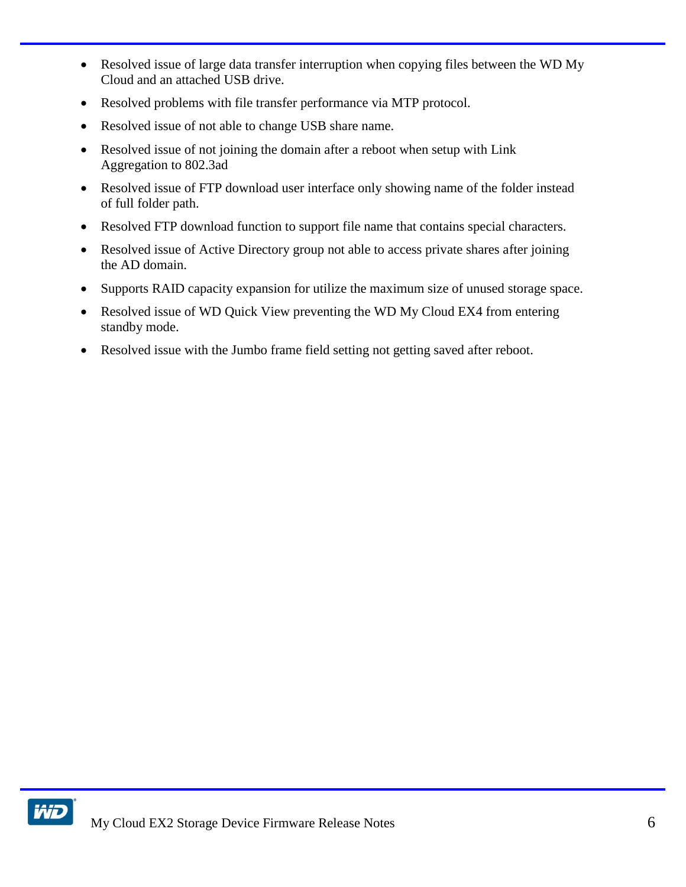- Resolved issue of large data transfer interruption when copying files between the WD My Cloud and an attached USB drive.
- Resolved problems with file transfer performance via MTP protocol.
- Resolved issue of not able to change USB share name.
- Resolved issue of not joining the domain after a reboot when setup with Link Aggregation to 802.3ad
- Resolved issue of FTP download user interface only showing name of the folder instead of full folder path.
- Resolved FTP download function to support file name that contains special characters.
- Resolved issue of Active Directory group not able to access private shares after joining the AD domain.
- Supports RAID capacity expansion for utilize the maximum size of unused storage space.
- Resolved issue of WD Quick View preventing the WD My Cloud EX4 from entering standby mode.
- Resolved issue with the Jumbo frame field setting not getting saved after reboot.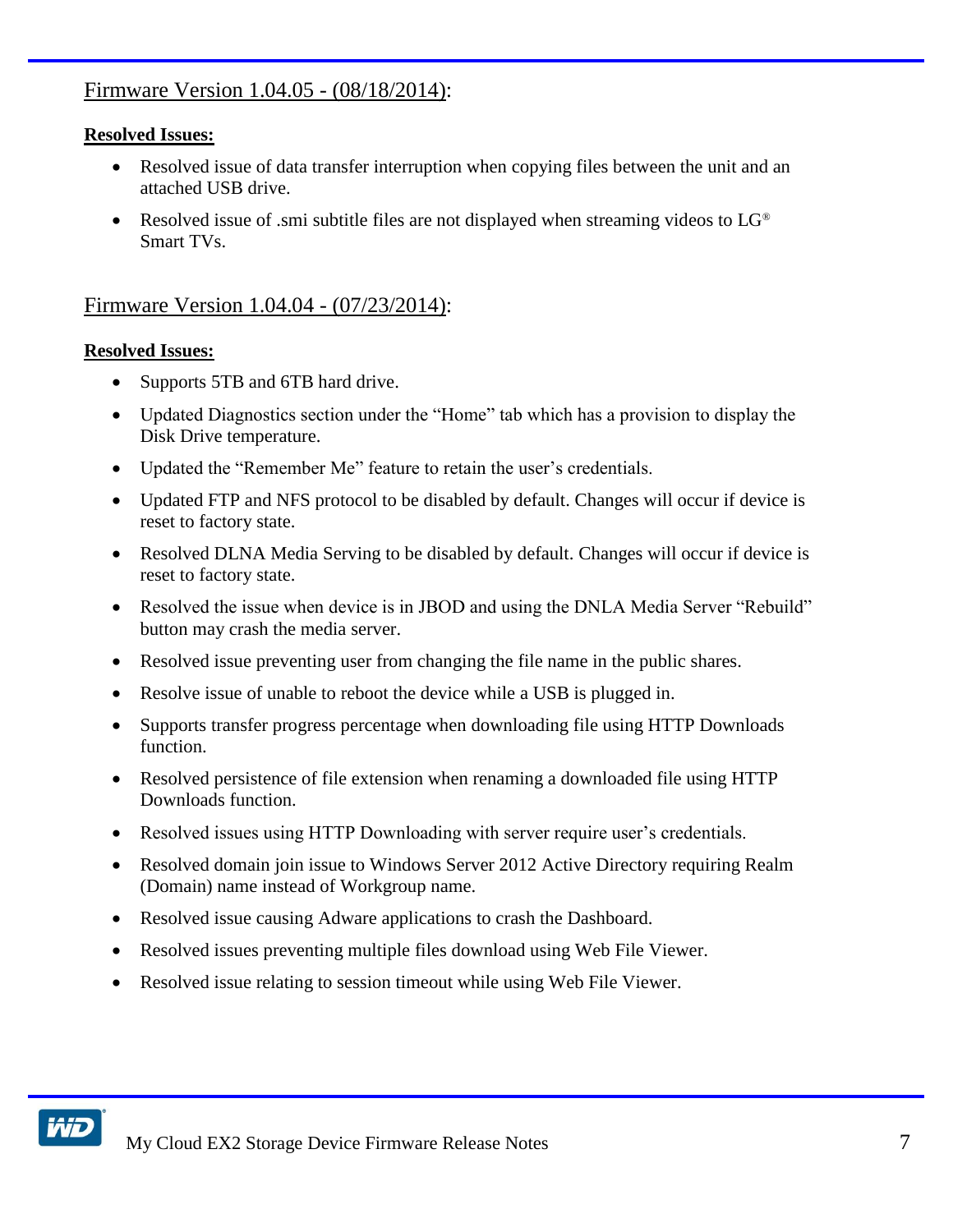## Firmware Version 1.04.05 - (08/18/2014):

**Resolved Issues:**

- Resolved issue of data transfer interruption when copying files between the unit and an attached USB drive.
- Resolved issue of .smi subtitle files are not displayed when streaming videos to LG® Smart TVs.

## Firmware Version 1.04.04 - (07/23/2014):

**Resolved Issues:**

- Supports 5TB and 6TB hard drive.
- Updated Diagnostics section under the “Home” tab which has a provision to display the Disk Drive temperature.
- Updated the “Remember Me” feature to retain the user’s credentials.
- Updated FTP and NFS protocol to be disabled by default. Changes will occur if device is reset to factory state.
- Resolved DLNA Media Serving to be disabled by default. Changes will occur if device is reset to factory state.
- Resolved the issue when device is in JBOD and using the DNLA Media Server “Rebuild” button may crash the media server.
- Resolved issue preventing user from changing the file name in the public shares.
- Resolve issue of unable to reboot the device while a USB is plugged in.
- Supports transfer progress percentage when downloading file using HTTP Downloads function.
- Resolved persistence of file extension when renaming a downloaded file using HTTP Downloads function.
- Resolved issues using HTTP Downloading with server require user’s credentials.
- Resolved domain join issue to Windows Server 2012 Active Directory requiring Realm (Domain) name instead of Workgroup name.
- Resolved issue causing Adware applications to crash the Dashboard.
- Resolved issues preventing multiple files download using Web File Viewer.
- Resolved issue relating to session timeout while using Web File Viewer.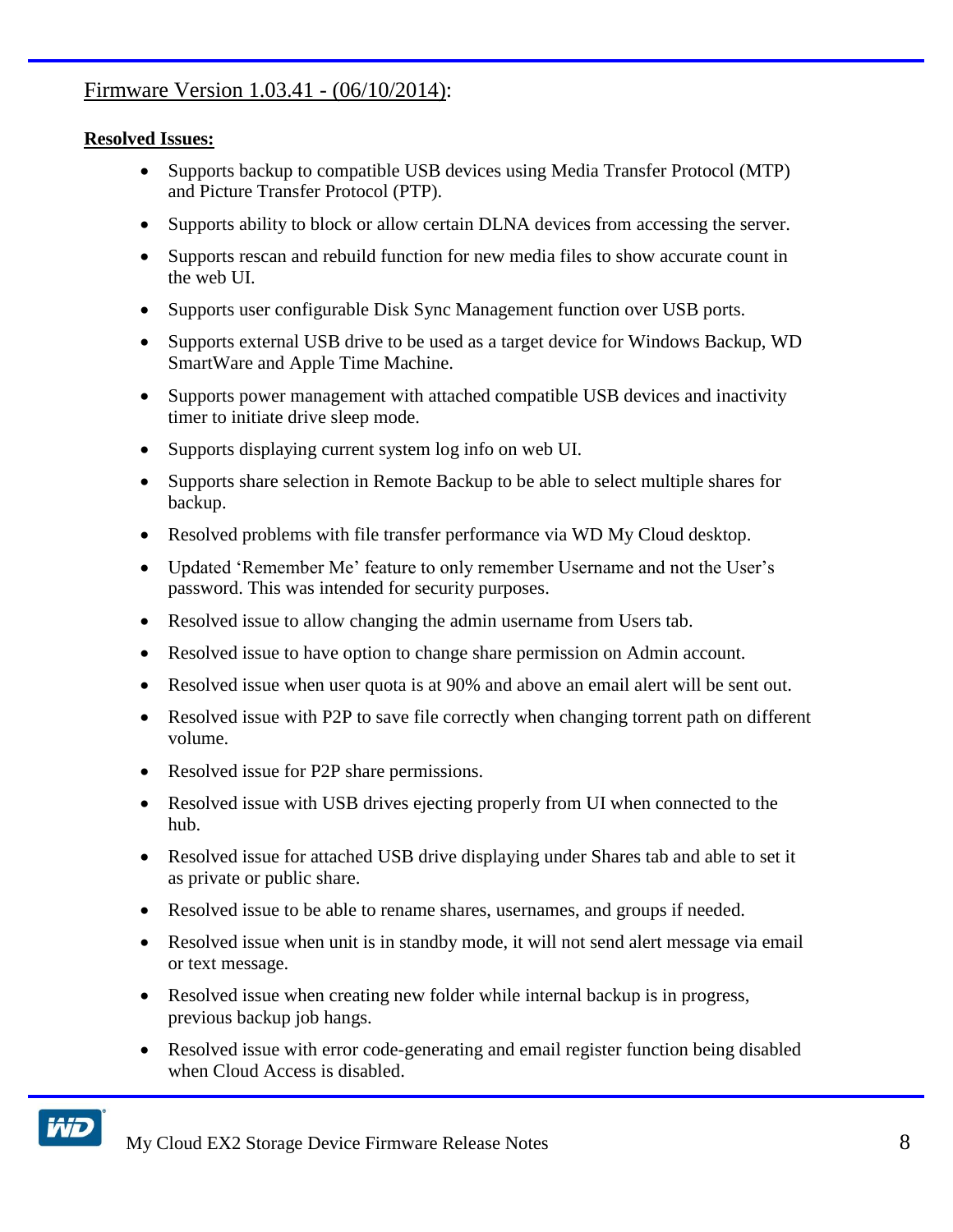## Firmware Version 1.03.41 - (06/10/2014):

**Resolved Issues:**

- Supports backup to compatible USB devices using Media Transfer Protocol (MTP) and Picture Transfer Protocol (PTP).
- Supports ability to block or allow certain DLNA devices from accessing the server.
- Supports rescan and rebuild function for new media files to show accurate count in the web UI.
- Supports user configurable Disk Sync Management function over USB ports.
- Supports external USB drive to be used as a target device for Windows Backup, WD SmartWare and Apple Time Machine.
- Supports power management with attached compatible USB devices and inactivity timer to initiate drive sleep mode.
- Supports displaying current system log info on web UI.
- Supports share selection in Remote Backup to be able to select multiple shares for backup.
- Resolved problems with file transfer performance via WD My Cloud desktop.
- Updated 'Remember Me' feature to only remember Username and not the User's password. This was intended for security purposes.
- Resolved issue to allow changing the admin username from Users tab.
- Resolved issue to have option to change share permission on Admin account.
- Resolved issue when user quota is at 90% and above an email alert will be sent out.
- Resolved issue with P2P to save file correctly when changing torrent path on different volume.
- Resolved issue for P2P share permissions.
- Resolved issue with USB drives ejecting properly from UI when connected to the hub.
- Resolved issue for attached USB drive displaying under Shares tab and able to set it as private or public share.
- Resolved issue to be able to rename shares, usernames, and groups if needed.
- Resolved issue when unit is in standby mode, it will not send alert message via email or text message.
- Resolved issue when creating new folder while internal backup is in progress, previous backup job hangs.
- Resolved issue with error code-generating and email register function being disabled when Cloud Access is disabled.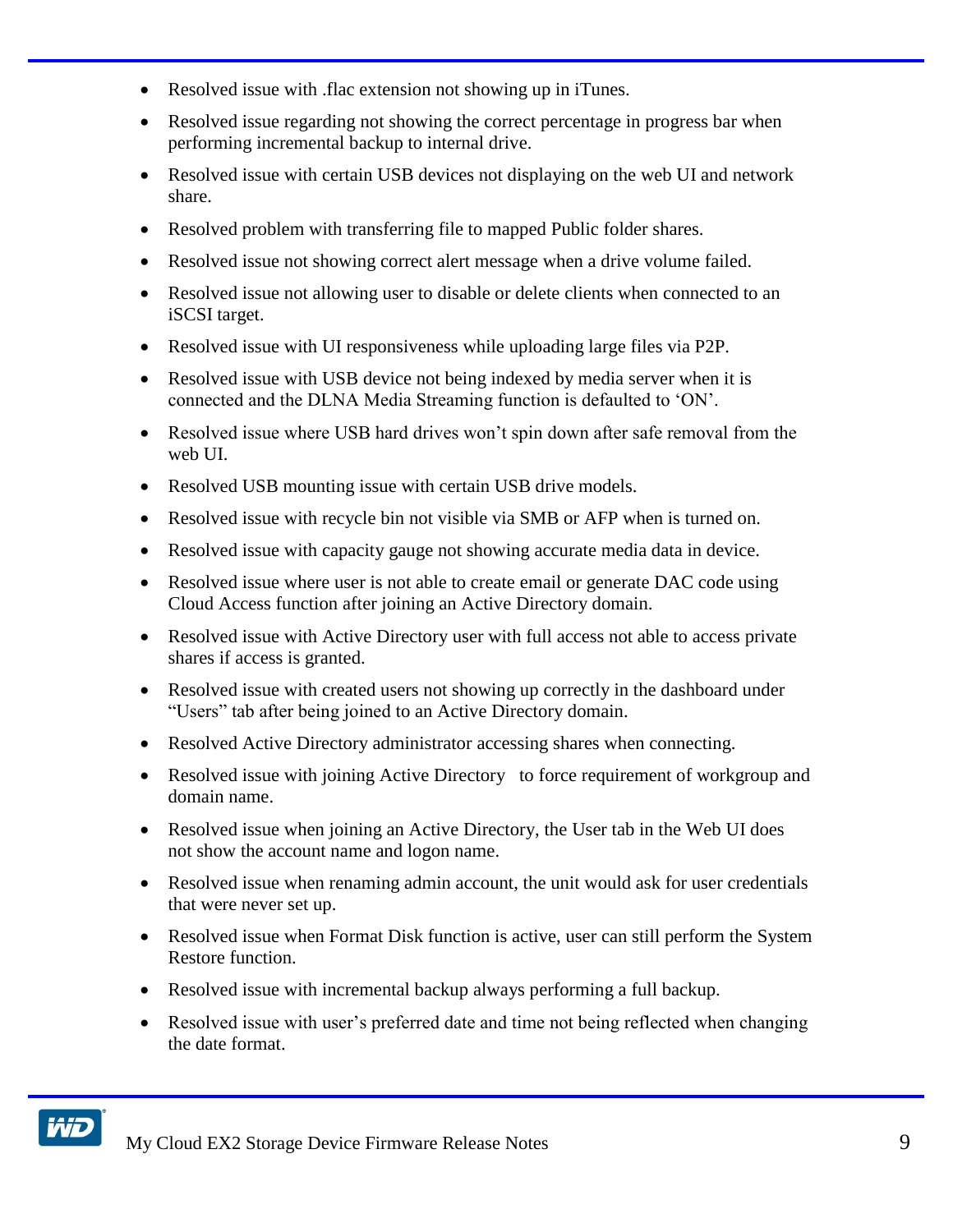- Resolved issue with .flac extension not showing up in iTunes.
- Resolved issue regarding not showing the correct percentage in progress bar when performing incremental backup to internal drive.
- Resolved issue with certain USB devices not displaying on the web UI and network share.
- Resolved problem with transferring file to mapped Public folder shares.
- Resolved issue not showing correct alert message when a drive volume failed.
- Resolved issue not allowing user to disable or delete clients when connected to an iSCSI target.
- Resolved issue with UI responsiveness while uploading large files via P2P.
- Resolved issue with USB device not being indexed by media server when it is connected and the DLNA Media Streaming function is defaulted to 'ON'.
- Resolved issue where USB hard drives won't spin down after safe removal from the web UI.
- Resolved USB mounting issue with certain USB drive models.
- Resolved issue with recycle bin not visible via SMB or AFP when is turned on.
- Resolved issue with capacity gauge not showing accurate media data in device.
- Resolved issue where user is not able to create email or generate DAC code using Cloud Access function after joining an Active Directory domain.
- Resolved issue with Active Directory user with full access not able to access private shares if access is granted.
- Resolved issue with created users not showing up correctly in the dashboard under "Users" tab after being joined to an Active Directory domain.
- Resolved Active Directory administrator accessing shares when connecting.
- Resolved issue with joining Active Directory to force requirement of workgroup and domain name.
- Resolved issue when joining an Active Directory, the User tab in the Web UI does not show the account name and logon name.
- Resolved issue when renaming admin account, the unit would ask for user credentials that were never set up.
- Resolved issue when Format Disk function is active, user can still perform the System Restore function.
- Resolved issue with incremental backup always performing a full backup.
- Resolved issue with user's preferred date and time not being reflected when changing the date format.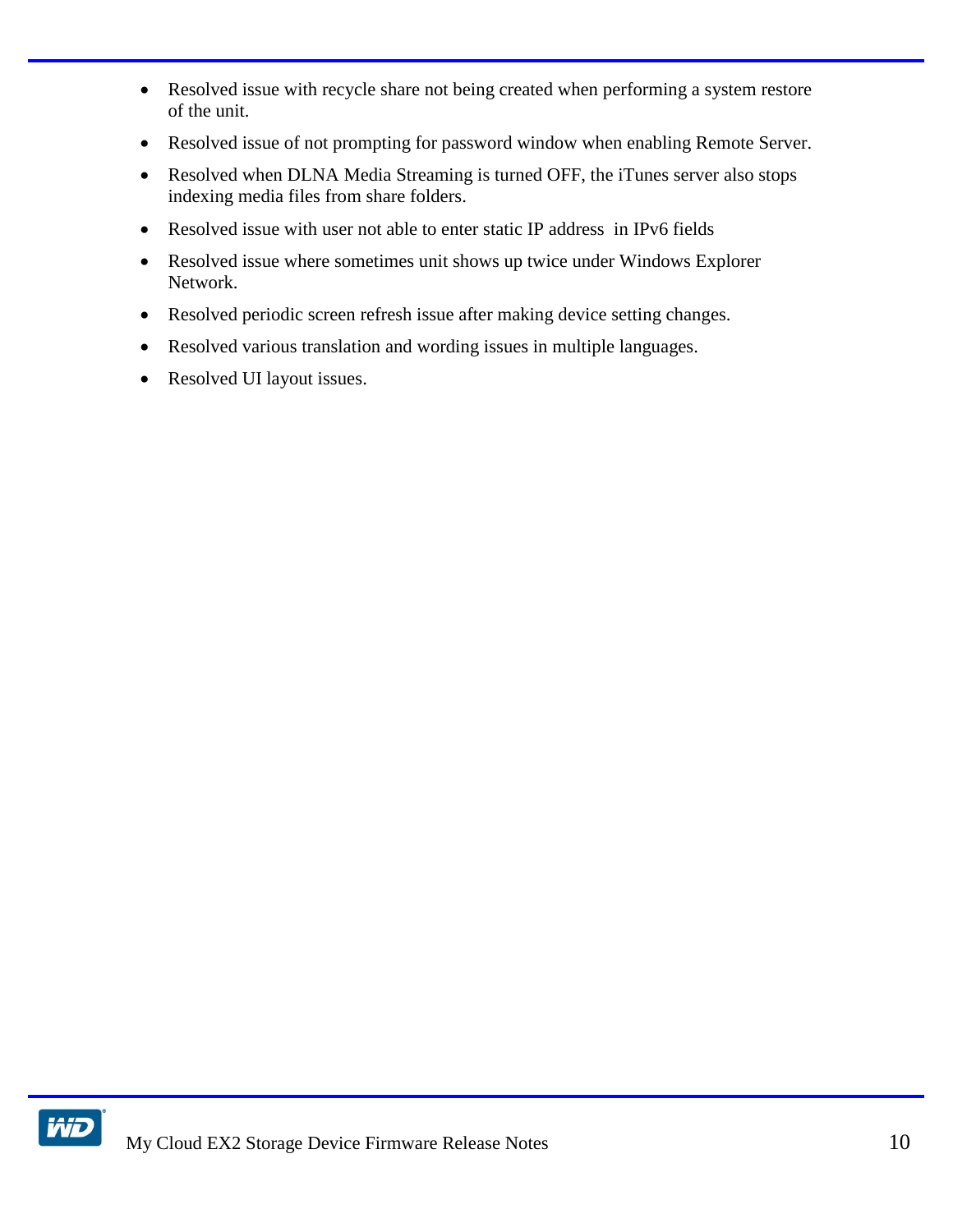- Resolved issue with recycle share not being created when performing a system restore of the unit.
- Resolved issue of not prompting for password window when enabling Remote Server.
- Resolved when DLNA Media Streaming is turned OFF, the iTunes server also stops indexing media files from share folders.
- Resolved issue with user not able to enter static IP address in IPv6 fields
- Resolved issue where sometimes unit shows up twice under Windows Explorer Network.
- Resolved periodic screen refresh issue after making device setting changes.
- Resolved various translation and wording issues in multiple languages.
- Resolved UI layout issues.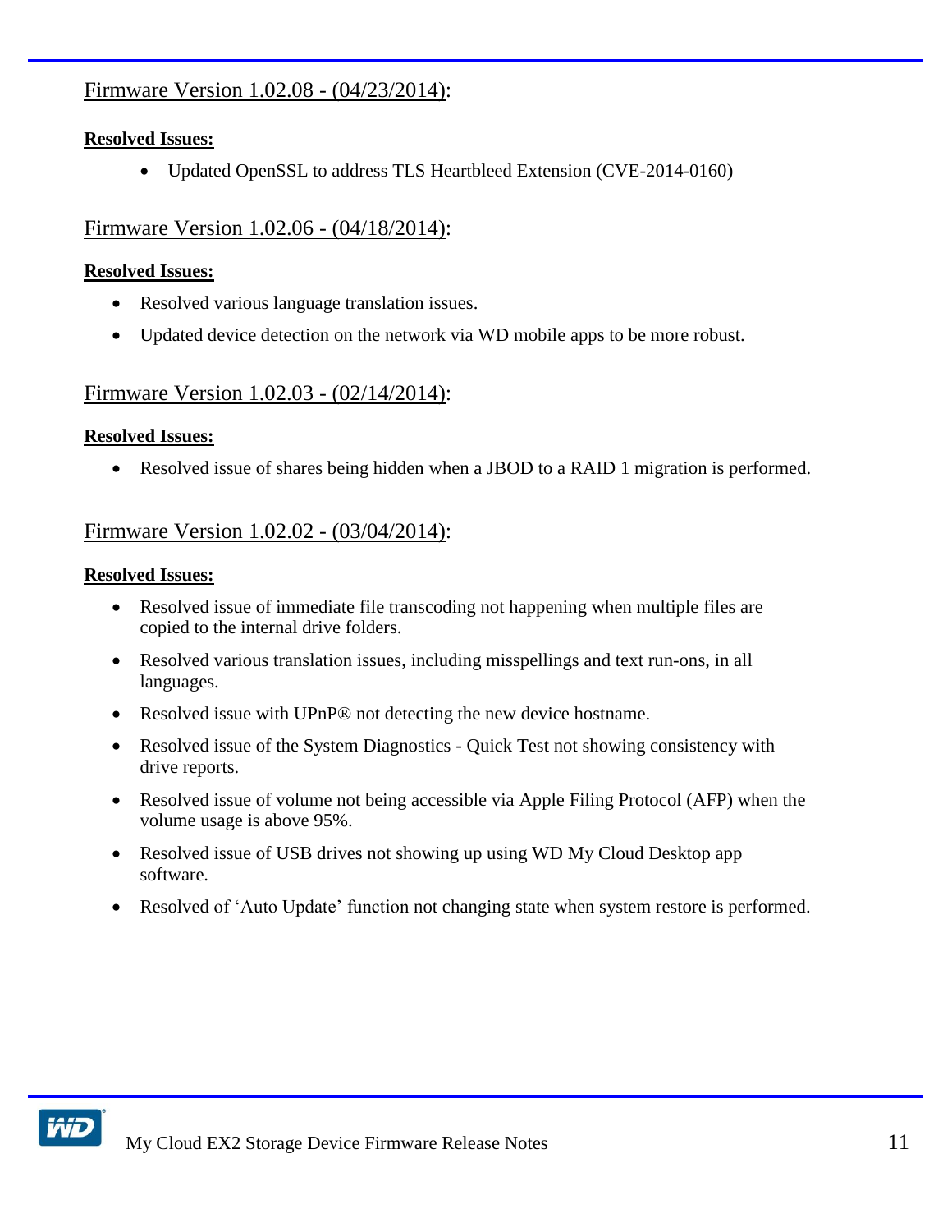## Firmware Version 1.02.08 - (04/23/2014):

**Resolved Issues:**

- Updated OpenSSL to address TLS Heartbleed Extension (CVE-2014-0160)

## Firmware Version 1.02.06 - (04/18/2014):

**Resolved Issues:**

- Resolved various language translation issues.
- Updated device detection on the network via WD mobile apps to be more robust.

## Firmware Version 1.02.03 - (02/14/2014):

**Resolved Issues:**

- Resolved issue of shares being hidden when a JBOD to a RAID 1 migration is performed.

## Firmware Version 1.02.02 - (03/04/2014):

**Resolved Issues:**

- Resolved issue of immediate file transcoding not happening when multiple files are copied to the internal drive folders.
- Resolved various translation issues, including misspellings and text run-ons, in all languages.
- Resolved issue with UPnP® not detecting the new device hostname.
- Resolved issue of the System Diagnostics - Quick Test not showing consistency with drive reports.
- Resolved issue of volume not being accessible via Apple Filing Protocol (AFP) when the volume usage is above 95%.
- Resolved issue of USB drives not showing up using WD My Cloud Desktop app software.
- Resolved of 'Auto Update' function not changing state when system restore is performed.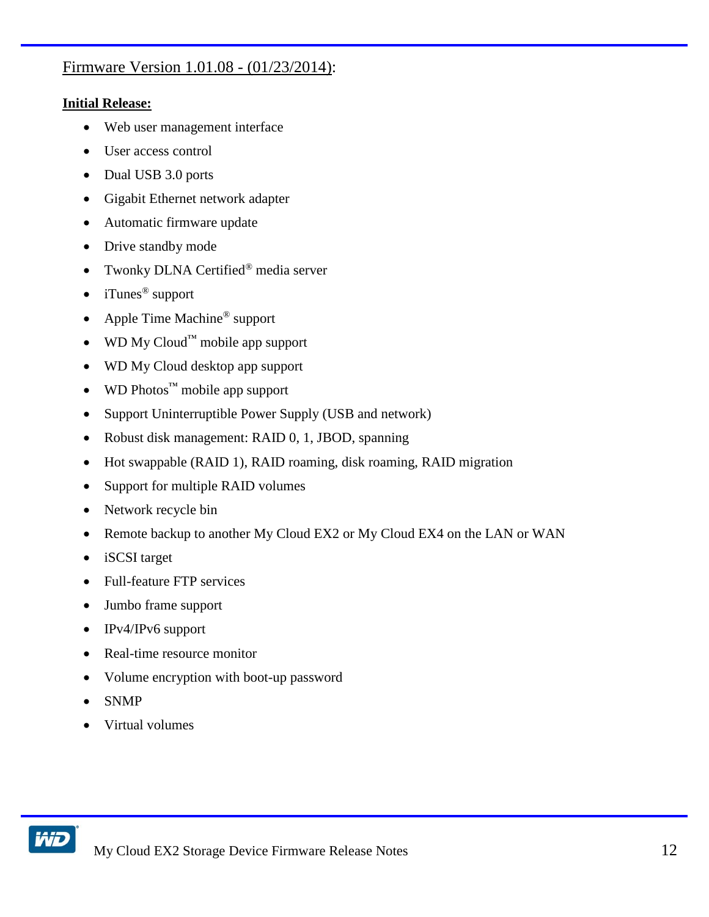Firmware Version 1.01.08 - (01/23/2014):

**Initial Release:**

- Web user management interface
- User access control
- Dual USB 3.0 ports
- Gigabit Ethernet network adapter
- Automatic firmware update
- Drive standby mode
- Twonky DLNA Certified® media server
- iTunes® support
- Apple Time Machine® support
- WD My Cloud™ mobile app support
- WD My Cloud desktop app support
- WD Photos™ mobile app support
- Support Uninterruptible Power Supply (USB and network)
- Robust disk management: RAID 0, 1, JBOD, spanning
- Hot swappable (RAID 1), RAID roaming, disk roaming, RAID migration
- Support for multiple RAID volumes
- Network recycle bin
- Remote backup to another My Cloud EX2 or My Cloud EX4 on the LAN or WAN
- iSCSI target
- Full-feature FTP services
- Jumbo frame support
- IPv4/IPv6 support
- Real-time resource monitor
- Volume encryption with boot-up password
- SNMP
- Virtual volumes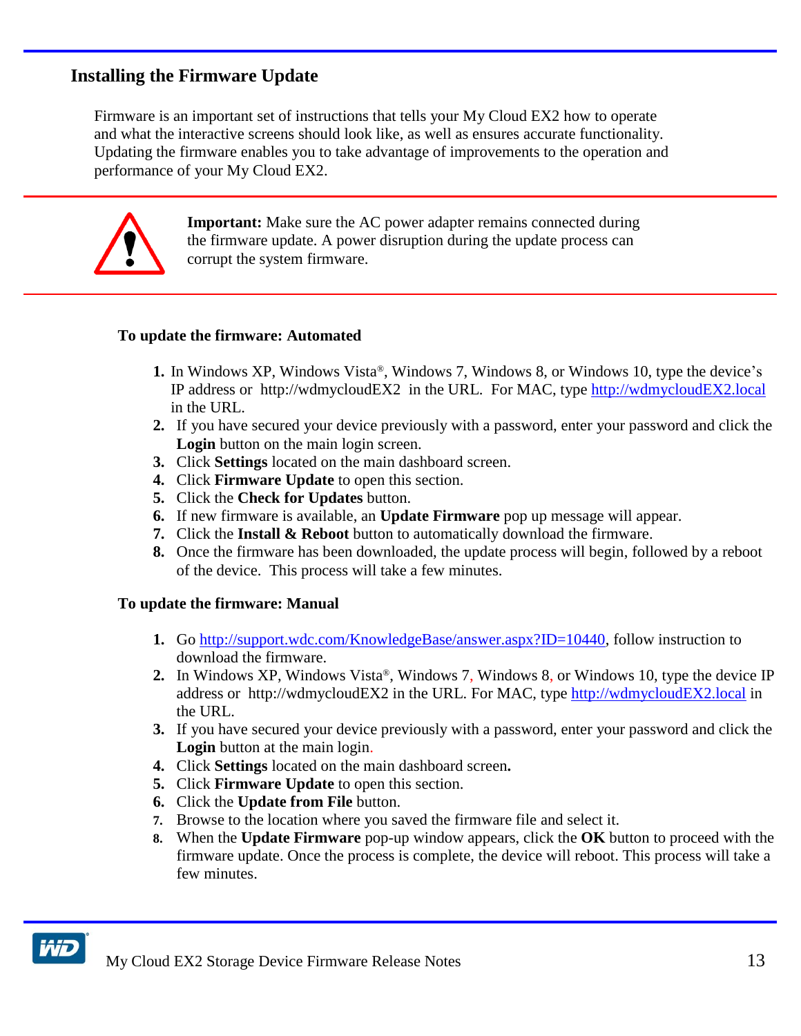## Installing the Firmware Update

Firmware is an important set of instructions that tells your My Cloud EX2 how to operate and what the interactive screens should look like, as well as ensures accurate functionality. Updating the firmware enables you to take advantage of improvements to the operation and performance of your My Cloud EX2.

**Important:** Make sure the AC power adapter remains connected during the firmware update. A power disruption during the update process can corrupt the system firmware.

### To update the firmware: Automated

1. In Windows XP, Windows Vista®, Windows 7, Windows 8, or Windows 10, type the device's IP address or http://wdmycloudEX2 in the URL. For MAC, type http://wdmycloudEX2.local in the URL.
2. If you have secured your device previously with a password, enter your password and click the **Login** button on the main login screen.
3. Click **Settings** located on the main dashboard screen.
4. Click **Firmware Update** to open this section.
5. Click the **Check for Updates** button.
6. If new firmware is available, an **Update Firmware** pop up message will appear.
7. Click the **Install & Reboot** button to automatically download the firmware.
8. Once the firmware has been downloaded, the update process will begin, followed by a reboot of the device. This process will take a few minutes.

### To update the firmware: Manual

1. Go http://support.wdc.com/KnowledgeBase/answer.aspx?ID=10440, follow instruction to download the firmware.
2. In Windows XP, Windows Vista®, Windows 7, Windows 8, or Windows 10, type the device IP address or http://wdmycloudEX2 in the URL. For MAC, type http://wdmycloudEX2.local in the URL.
3. If you have secured your device previously with a password, enter your password and click the **Login** button at the main login.
4. Click **Settings** located on the main dashboard screen.
5. Click **Firmware Update** to open this section.
6. Click the **Update from File** button.
7. Browse to the location where you saved the firmware file and select it.
8. When the **Update Firmware** pop-up window appears, click the **OK** button to proceed with the firmware update. Once the process is complete, the device will reboot. This process will take a few minutes.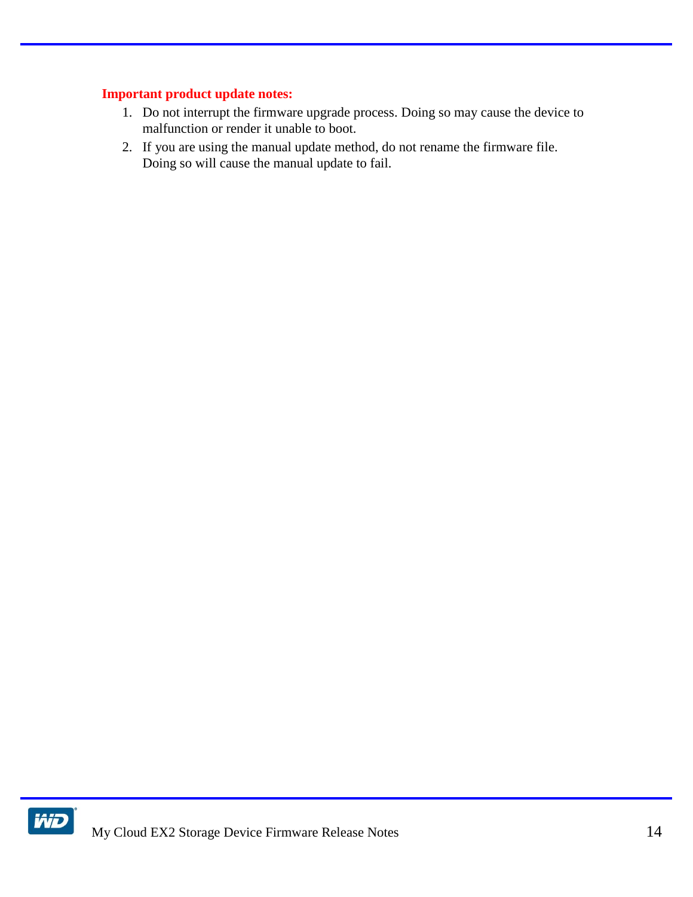**Important product update notes:**

1. Do not interrupt the firmware upgrade process. Doing so may cause the device to malfunction or render it unable to boot.
2. If you are using the manual update method, do not rename the firmware file. Doing so will cause the manual update to fail.